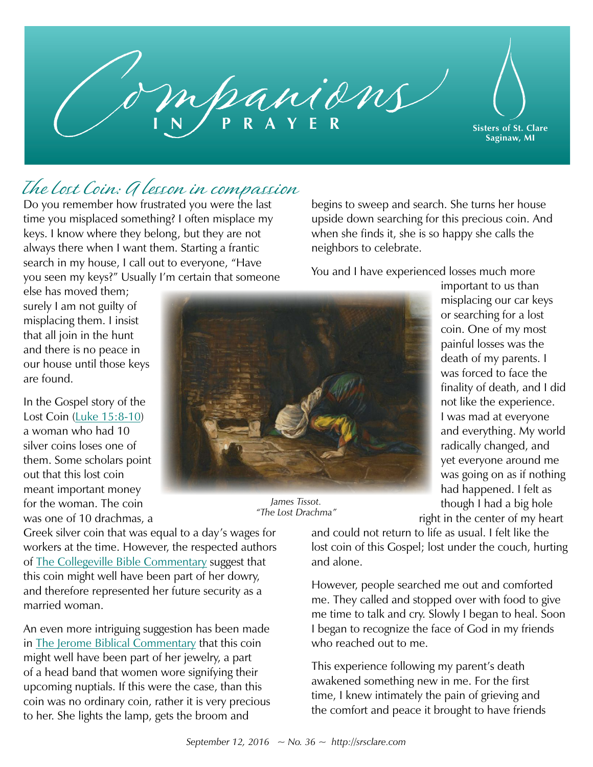# Companions IN PRAYER

Sisters of St. Clare
Saginaw, MI

## The Lost Coin: A lesson in compassion

Do you remember how frustrated you were the last time you misplaced something? I often misplace my keys. I know where they belong, but they are not always there when I want them. Starting a frantic search in my house, I call out to everyone, "Have you seen my keys?" Usually I'm certain that someone else has moved them; surely I am not guilty of misplacing them. I insist that all join in the hunt and there is no peace in our house until those keys are found.

In the Gospel story of the Lost Coin (Luke 15:8-10) a woman who had 10 silver coins loses one of them. Some scholars point out that this lost coin meant important money for the woman. The coin was one of 10 drachmas, a Greek silver coin that was equal to a day's wages for workers at the time. However, the respected authors of The Collegeville Bible Commentary suggest that this coin might well have been part of her dowry, and therefore represented her future security as a married woman.

*James Tissot. "The Lost Drachma"*

An even more intriguing suggestion has been made in The Jerome Biblical Commentary that this coin might well have been part of her jewelry, a part of a head band that women wore signifying their upcoming nuptials. If this were the case, than this coin was no ordinary coin, rather it is very precious to her. She lights the lamp, gets the broom and begins to sweep and search. She turns her house upside down searching for this precious coin. And when she finds it, she is so happy she calls the neighbors to celebrate.

You and I have experienced losses much more important to us than misplacing our car keys or searching for a lost coin. One of my most painful losses was the death of my parents. I was forced to face the finality of death, and I did not like the experience. I was mad at everyone and everything. My world radically changed, and yet everyone around me was going on as if nothing had happened. I felt as though I had a big hole right in the center of my heart and could not return to life as usual. I felt like the lost coin of this Gospel; lost under the couch, hurting and alone.

However, people searched me out and comforted me. They called and stopped over with food to give me time to talk and cry. Slowly I began to heal. Soon I began to recognize the face of God in my friends who reached out to me.

This experience following my parent's death awakened something new in me. For the first time, I knew intimately the pain of grieving and the comfort and peace it brought to have friends

September 12, 2016 ~ No. 36 ~ http://srsclare.com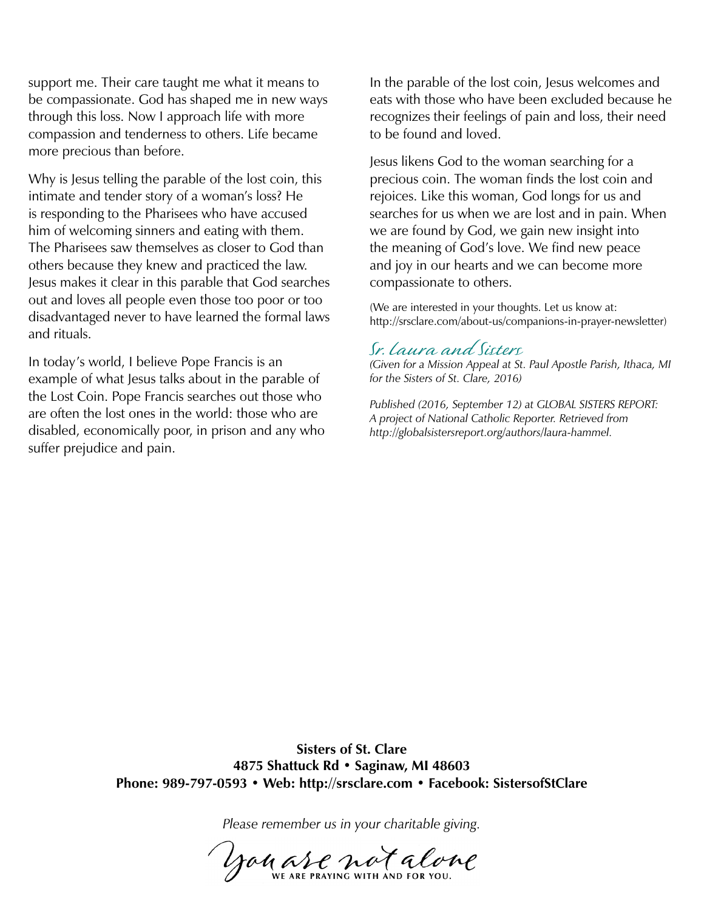support me. Their care taught me what it means to be compassionate. God has shaped me in new ways through this loss. Now I approach life with more compassion and tenderness to others. Life became more precious than before.

Why is Jesus telling the parable of the lost coin, this intimate and tender story of a woman's loss? He is responding to the Pharisees who have accused him of welcoming sinners and eating with them. The Pharisees saw themselves as closer to God than others because they knew and practiced the law. Jesus makes it clear in this parable that God searches out and loves all people even those too poor or too disadvantaged never to have learned the formal laws and rituals.

In today's world, I believe Pope Francis is an example of what Jesus talks about in the parable of the Lost Coin. Pope Francis searches out those who are often the lost ones in the world: those who are disabled, economically poor, in prison and any who suffer prejudice and pain.

In the parable of the lost coin, Jesus welcomes and eats with those who have been excluded because he recognizes their feelings of pain and loss, their need to be found and loved.

Jesus likens God to the woman searching for a precious coin. The woman finds the lost coin and rejoices. Like this woman, God longs for us and searches for us when we are lost and in pain. When we are found by God, we gain new insight into the meaning of God's love. We find new peace and joy in our hearts and we can become more compassionate to others.

(We are interested in your thoughts. Let us know at: http://srsclare.com/about-us/companions-in-prayer-newsletter)

*Sr. Laura and Sisters*

*(Given for a Mission Appeal at St. Paul Apostle Parish, Ithaca, MI for the Sisters of St. Clare, 2016)*

*Published (2016, September 12) at GLOBAL SISTERS REPORT: A project of National Catholic Reporter. Retrieved from http://globalsistersreport.org/authors/laura-hammel.*

**Sisters of St. Clare**
**4875 Shattuck Rd • Saginaw, MI 48603**
**Phone: 989-797-0593 • Web: http://srsclare.com • Facebook: SistersofStClare**

*Please remember us in your charitable giving.*

*You are not alone*
WE ARE PRAYING WITH AND FOR YOU.